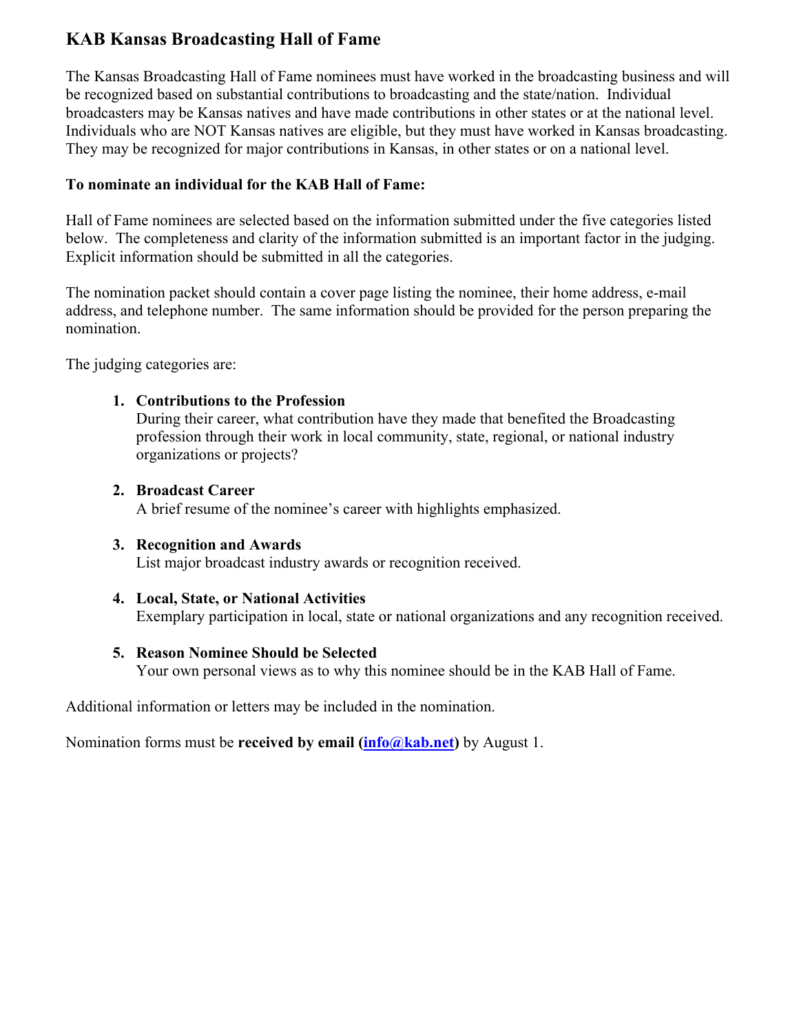# KAB Kansas Broadcasting Hall of Fame

The Kansas Broadcasting Hall of Fame nominees must have worked in the broadcasting business and will be recognized based on substantial contributions to broadcasting and the state/nation. Individual broadcasters may be Kansas natives and have made contributions in other states or at the national level. Individuals who are NOT Kansas natives are eligible, but they must have worked in Kansas broadcasting. They may be recognized for major contributions in Kansas, in other states or on a national level.

**To nominate an individual for the KAB Hall of Fame:**

Hall of Fame nominees are selected based on the information submitted under the five categories listed below. The completeness and clarity of the information submitted is an important factor in the judging. Explicit information should be submitted in all the categories.

The nomination packet should contain a cover page listing the nominee, their home address, e-mail address, and telephone number. The same information should be provided for the person preparing the nomination.

The judging categories are:

1. **Contributions to the Profession**
   During their career, what contribution have they made that benefited the Broadcasting profession through their work in local community, state, regional, or national industry organizations or projects?

2. **Broadcast Career**
   A brief resume of the nominee's career with highlights emphasized.

3. **Recognition and Awards**
   List major broadcast industry awards or recognition received.

4. **Local, State, or National Activities**
   Exemplary participation in local, state or national organizations and any recognition received.

5. **Reason Nominee Should be Selected**
   Your own personal views as to why this nominee should be in the KAB Hall of Fame.

Additional information or letters may be included in the nomination.

Nomination forms must be **received by email (info@kab.net)** by August 1.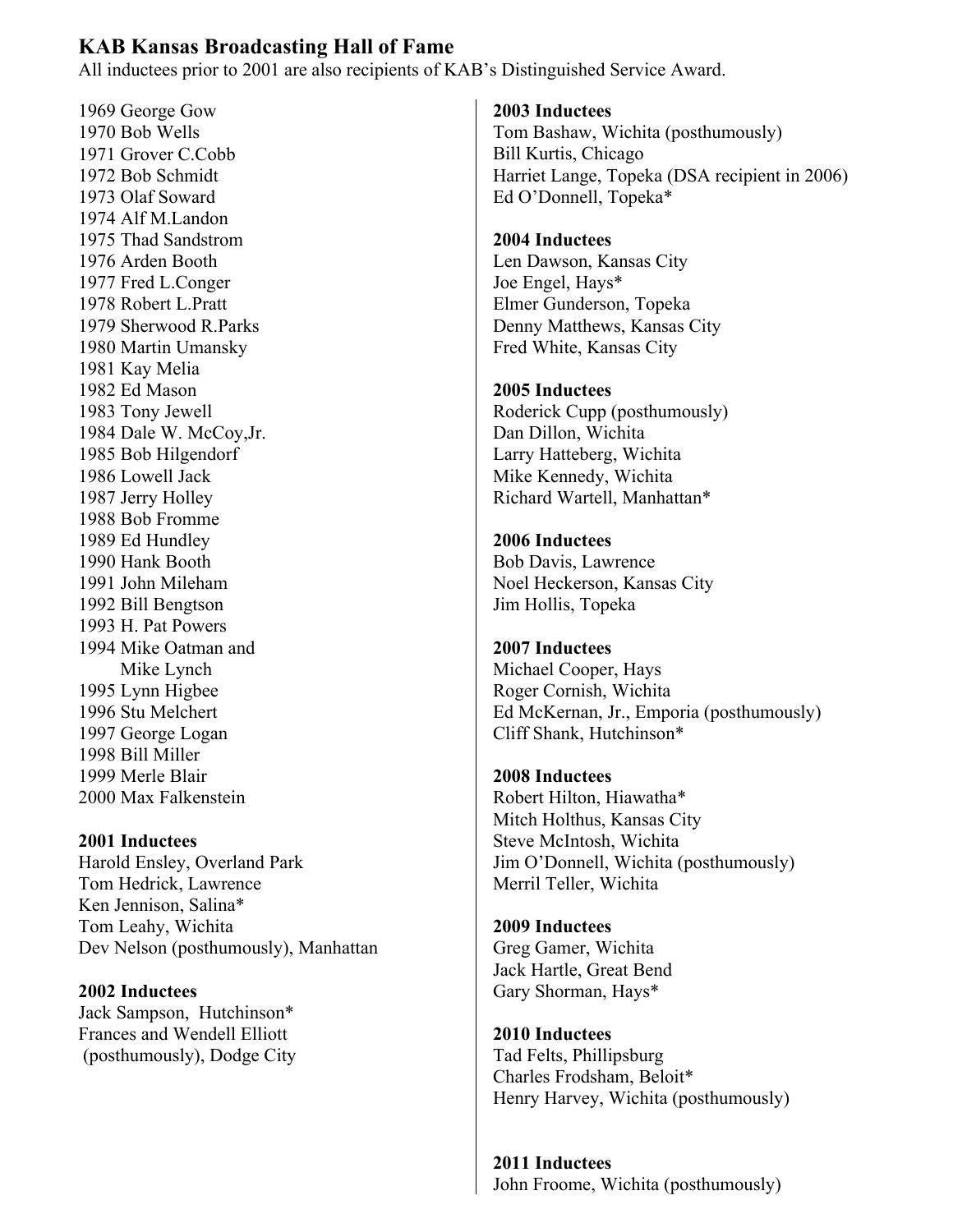## KAB Kansas Broadcasting Hall of Fame

All inductees prior to 2001 are also recipients of KAB's Distinguished Service Award.

1969 George Gow
1970 Bob Wells
1971 Grover C.Cobb
1972 Bob Schmidt
1973 Olaf Soward
1974 Alf M.Landon
1975 Thad Sandstrom
1976 Arden Booth
1977 Fred L.Conger
1978 Robert L.Pratt
1979 Sherwood R.Parks
1980 Martin Umansky
1981 Kay Melia
1982 Ed Mason
1983 Tony Jewell
1984 Dale W. McCoy,Jr.
1985 Bob Hilgendorf
1986 Lowell Jack
1987 Jerry Holley
1988 Bob Fromme
1989 Ed Hundley
1990 Hank Booth
1991 John Mileham
1992 Bill Bengtson
1993 H. Pat Powers
1994 Mike Oatman and
Mike Lynch
1995 Lynn Higbee
1996 Stu Melchert
1997 George Logan
1998 Bill Miller
1999 Merle Blair
2000 Max Falkenstein

**2001 Inductees**
Harold Ensley, Overland Park
Tom Hedrick, Lawrence
Ken Jennison, Salina*
Tom Leahy, Wichita
Dev Nelson (posthumously), Manhattan

**2002 Inductees**
Jack Sampson, Hutchinson*
Frances and Wendell Elliott
(posthumously), Dodge City

**2003 Inductees**
Tom Bashaw, Wichita (posthumously)
Bill Kurtis, Chicago
Harriet Lange, Topeka (DSA recipient in 2006)
Ed O'Donnell, Topeka*

**2004 Inductees**
Len Dawson, Kansas City
Joe Engel, Hays*
Elmer Gunderson, Topeka
Denny Matthews, Kansas City
Fred White, Kansas City

**2005 Inductees**
Roderick Cupp (posthumously)
Dan Dillon, Wichita
Larry Hatteberg, Wichita
Mike Kennedy, Wichita
Richard Wartell, Manhattan*

**2006 Inductees**
Bob Davis, Lawrence
Noel Heckerson, Kansas City
Jim Hollis, Topeka

**2007 Inductees**
Michael Cooper, Hays
Roger Cornish, Wichita
Ed McKernan, Jr., Emporia (posthumously)
Cliff Shank, Hutchinson*

**2008 Inductees**
Robert Hilton, Hiawatha*
Mitch Holthus, Kansas City
Steve McIntosh, Wichita
Jim O'Donnell, Wichita (posthumously)
Merril Teller, Wichita

**2009 Inductees**
Greg Gamer, Wichita
Jack Hartle, Great Bend
Gary Shorman, Hays*

**2010 Inductees**
Tad Felts, Phillipsburg
Charles Frodsham, Beloit*
Henry Harvey, Wichita (posthumously)

**2011 Inductees**
John Froome, Wichita (posthumously)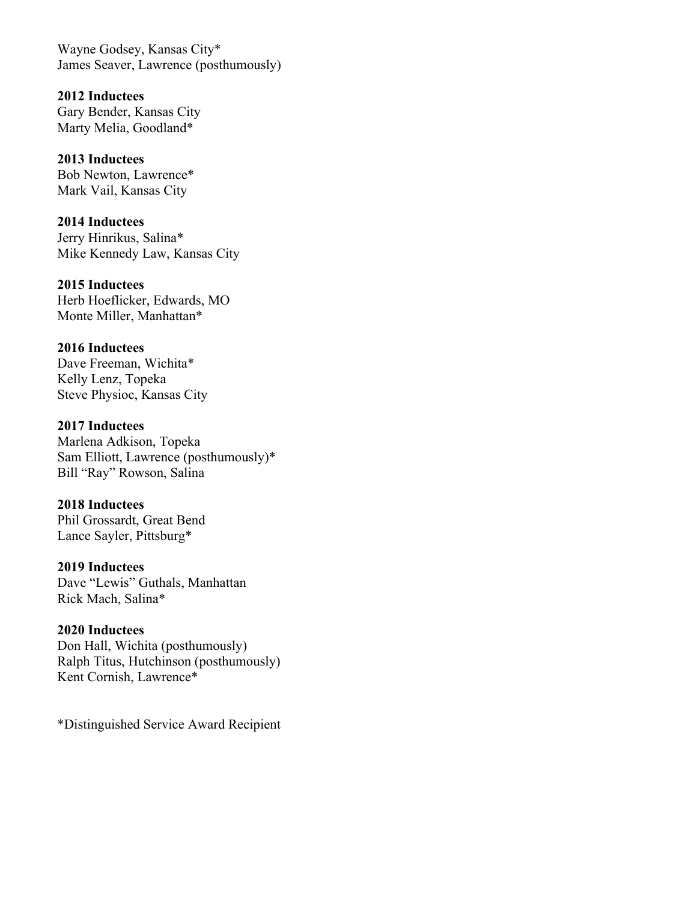Wayne Godsey, Kansas City*
James Seaver, Lawrence (posthumously)

**2012 Inductees**
Gary Bender, Kansas City
Marty Melia, Goodland*

**2013 Inductees**
Bob Newton, Lawrence*
Mark Vail, Kansas City

**2014 Inductees**
Jerry Hinrikus, Salina*
Mike Kennedy Law, Kansas City

**2015 Inductees**
Herb Hoeflicker, Edwards, MO
Monte Miller, Manhattan*

**2016 Inductees**
Dave Freeman, Wichita*
Kelly Lenz, Topeka
Steve Physioc, Kansas City

**2017 Inductees**
Marlena Adkison, Topeka
Sam Elliott, Lawrence (posthumously)*
Bill "Ray" Rowson, Salina

**2018 Inductees**
Phil Grossardt, Great Bend
Lance Sayler, Pittsburg*

**2019 Inductees**
Dave "Lewis" Guthals, Manhattan
Rick Mach, Salina*

**2020 Inductees**
Don Hall, Wichita (posthumously)
Ralph Titus, Hutchinson (posthumously)
Kent Cornish, Lawrence*

*Distinguished Service Award Recipient